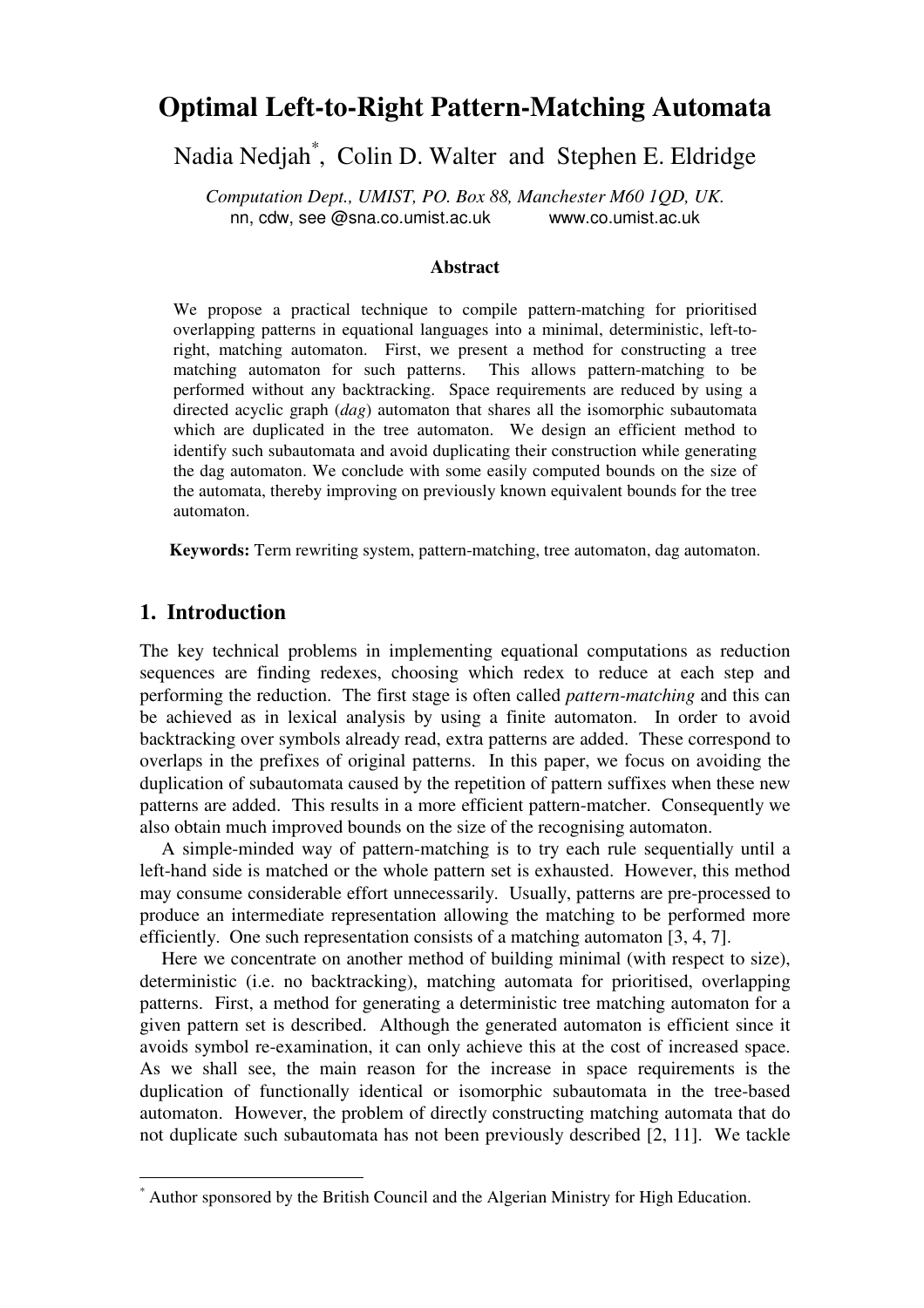# Optimal Left-to-Right Pattern-Matching Automata

Nadia Nedjah[*], Colin D. Walter and Stephen E. Eldridge

*Computation Dept., UMIST, PO. Box 88, Manchester M60 1QD, UK.*
nn, cdw, see @sna.co.umist.ac.uk www.co.umist.ac.uk

### Abstract

We propose a practical technique to compile pattern-matching for prioritised overlapping patterns in equational languages into a minimal, deterministic, left-to-right, matching automaton. First, we present a method for constructing a tree matching automaton for such patterns. This allows pattern-matching to be performed without any backtracking. Space requirements are reduced by using a directed acyclic graph (*dag*) automaton that shares all the isomorphic subautomata which are duplicated in the tree automaton. We design an efficient method to identify such subautomata and avoid duplicating their construction while generating the dag automaton. We conclude with some easily computed bounds on the size of the automata, thereby improving on previously known equivalent bounds for the tree automaton.

**Keywords:** Term rewriting system, pattern-matching, tree automaton, dag automaton.

## 1. Introduction

The key technical problems in implementing equational computations as reduction sequences are finding redexes, choosing which redex to reduce at each step and performing the reduction. The first stage is often called *pattern-matching* and this can be achieved as in lexical analysis by using a finite automaton. In order to avoid backtracking over symbols already read, extra patterns are added. These correspond to overlaps in the prefixes of original patterns. In this paper, we focus on avoiding the duplication of subautomata caused by the repetition of pattern suffixes when these new patterns are added. This results in a more efficient pattern-matcher. Consequently we also obtain much improved bounds on the size of the recognising automaton.

A simple-minded way of pattern-matching is to try each rule sequentially until a left-hand side is matched or the whole pattern set is exhausted. However, this method may consume considerable effort unnecessarily. Usually, patterns are pre-processed to produce an intermediate representation allowing the matching to be performed more efficiently. One such representation consists of a matching automaton [3, 4, 7].

Here we concentrate on another method of building minimal (with respect to size), deterministic (i.e. no backtracking), matching automata for prioritised, overlapping patterns. First, a method for generating a deterministic tree matching automaton for a given pattern set is described. Although the generated automaton is efficient since it avoids symbol re-examination, it can only achieve this at the cost of increased space. As we shall see, the main reason for the increase in space requirements is the duplication of functionally identical or isomorphic subautomata in the tree-based automaton. However, the problem of directly constructing matching automata that do not duplicate such subautomata has not been previously described [2, 11]. We tackle

[*] Author sponsored by the British Council and the Algerian Ministry for High Education.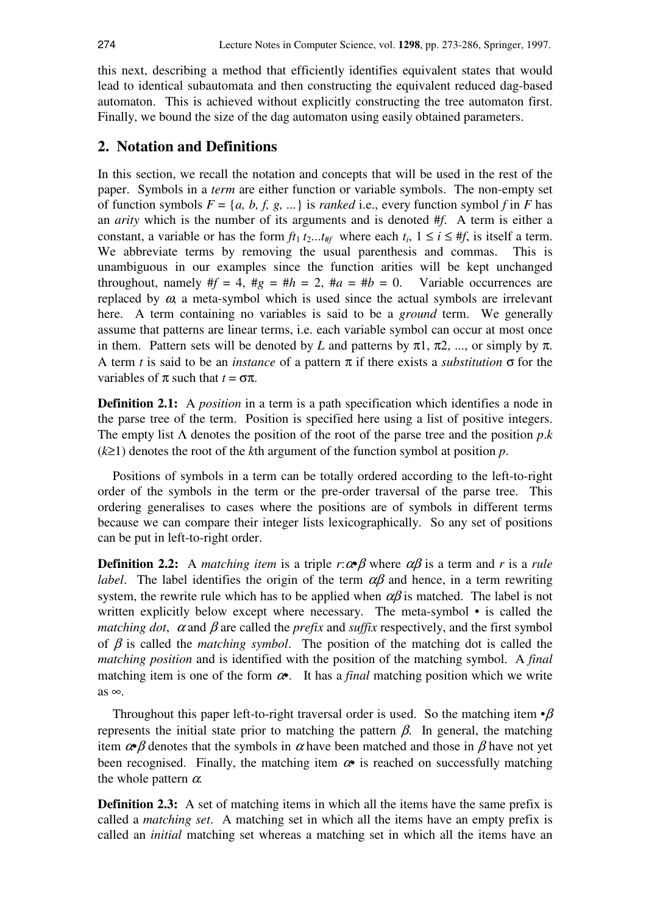this next, describing a method that efficiently identifies equivalent states that would lead to identical subautomata and then constructing the equivalent reduced dag-based automaton. This is achieved without explicitly constructing the tree automaton first. Finally, we bound the size of the dag automaton using easily obtained parameters.

## 2. Notation and Definitions

In this section, we recall the notation and concepts that will be used in the rest of the paper. Symbols in a *term* are either function or variable symbols. The non-empty set of function symbols $F = \{a, b, f, g, ...\}$ is *ranked* i.e., every function symbol $f$ in $F$ has an *arity* which is the number of its arguments and is denoted $\#f$. A term is either a constant, a variable or has the form $ft_1 t_2...t_{\#f}$ where each $t_i$, $1 \le i \le \#f$, is itself a term. We abbreviate terms by removing the usual parenthesis and commas. This is unambiguous in our examples since the function arities will be kept unchanged throughout, namely $\#f = 4$, $\#g = \#h = 2$, $\#a = \#b = 0$. Variable occurrences are replaced by $\omega$, a meta-symbol which is used since the actual symbols are irrelevant here. A term containing no variables is said to be a *ground* term. We generally assume that patterns are linear terms, i.e. each variable symbol can occur at most once in them. Pattern sets will be denoted by $L$ and patterns by $\pi 1$, $\pi 2$, ..., or simply by $\pi$. A term $t$ is said to be an *instance* of a pattern $\pi$ if there exists a *substitution* $\sigma$ for the variables of $\pi$ such that $t = \sigma\pi$.

**Definition 2.1:** A *position* in a term is a path specification which identifies a node in the parse tree of the term. Position is specified here using a list of positive integers. The empty list $\Lambda$ denotes the position of the root of the parse tree and the position $p.k$ ($k \ge 1$) denotes the root of the $k$th argument of the function symbol at position $p$.

Positions of symbols in a term can be totally ordered according to the left-to-right order of the symbols in the term or the pre-order traversal of the parse tree. This ordering generalises to cases where the positions are of symbols in different terms because we can compare their integer lists lexicographically. So any set of positions can be put in left-to-right order.

**Definition 2.2:** A *matching item* is a triple $r{:}\alpha{\bullet}\beta$ where $\alpha\beta$ is a term and $r$ is a *rule label*. The label identifies the origin of the term $\alpha\beta$ and hence, in a term rewriting system, the rewrite rule which has to be applied when $\alpha\beta$ is matched. The label is not written explicitly below except where necessary. The meta-symbol $\bullet$ is called the *matching dot*, $\alpha$ and $\beta$ are called the *prefix* and *suffix* respectively, and the first symbol of $\beta$ is called the *matching symbol*. The position of the matching dot is called the *matching position* and is identified with the position of the matching symbol. A *final* matching item is one of the form $\alpha\bullet$. It has a *final* matching position which we write as $\infty$.

Throughout this paper left-to-right traversal order is used. So the matching item $\bullet\beta$ represents the initial state prior to matching the pattern $\beta$. In general, the matching item $\alpha\bullet\beta$ denotes that the symbols in $\alpha$ have been matched and those in $\beta$ have not yet been recognised. Finally, the matching item $\alpha\bullet$ is reached on successfully matching the whole pattern $\alpha$.

**Definition 2.3:** A set of matching items in which all the items have the same prefix is called a *matching set*. A matching set in which all the items have an empty prefix is called an *initial* matching set whereas a matching set in which all the items have an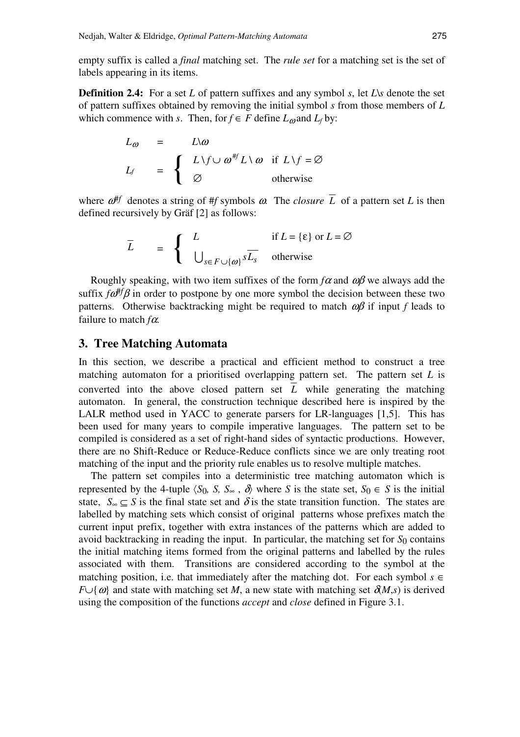empty suffix is called a *final* matching set. The *rule set* for a matching set is the set of labels appearing in its items.

**Definition 2.4:** For a set $L$ of pattern suffixes and any symbol $s$, let $L\backslash s$ denote the set of pattern suffixes obtained by removing the initial symbol $s$ from those members of $L$ which commence with $s$. Then, for $f \in F$ define $L_\omega$ and $L_f$ by:

$$L_\omega = L\backslash\omega$$

$$L_f = \begin{cases} L \backslash f \cup \omega^{\#f} L \backslash \omega & \text{if } L \backslash f = \varnothing \\ \varnothing & \text{otherwise} \end{cases}$$

where $\omega^{\#f}$ denotes a string of $\#f$ symbols $\omega$. The *closure* $\overline{L}$ of a pattern set $L$ is then defined recursively by Gräf [2] as follows:

$$\overline{L} = \begin{cases} L & \text{if } L = \{\varepsilon\} \text{ or } L = \varnothing \\ \bigcup_{s \in F \cup \{\omega\}} s\overline{L_s} & \text{otherwise} \end{cases}$$

Roughly speaking, with two item suffixes of the form $f\alpha$ and $\omega\beta$ we always add the suffix $f\omega^{\#f}\beta$ in order to postpone by one more symbol the decision between these two patterns. Otherwise backtracking might be required to match $\omega\beta$ if input $f$ leads to failure to match $f\alpha$.

## 3. Tree Matching Automata

In this section, we describe a practical and efficient method to construct a tree matching automaton for a prioritised overlapping pattern set. The pattern set $L$ is converted into the above closed pattern set $\overline{L}$ while generating the matching automaton. In general, the construction technique described here is inspired by the LALR method used in YACC to generate parsers for LR-languages [1,5]. This has been used for many years to compile imperative languages. The pattern set to be compiled is considered as a set of right-hand sides of syntactic productions. However, there are no Shift-Reduce or Reduce-Reduce conflicts since we are only treating root matching of the input and the priority rule enables us to resolve multiple matches.

The pattern set compiles into a deterministic tree matching automaton which is represented by the 4-tuple $\langle S_0, S, S_\infty, \delta \rangle$ where $S$ is the state set, $S_0 \in S$ is the initial state, $S_\infty \subseteq S$ is the final state set and $\delta$ is the state transition function. The states are labelled by matching sets which consist of original patterns whose prefixes match the current input prefix, together with extra instances of the patterns which are added to avoid backtracking in reading the input. In particular, the matching set for $S_0$ contains the initial matching items formed from the original patterns and labelled by the rules associated with them. Transitions are considered according to the symbol at the matching position, i.e. that immediately after the matching dot. For each symbol $s \in F \cup \{\omega\}$ and state with matching set $M$, a new state with matching set $\delta(M,s)$ is derived using the composition of the functions *accept* and *close* defined in Figure 3.1.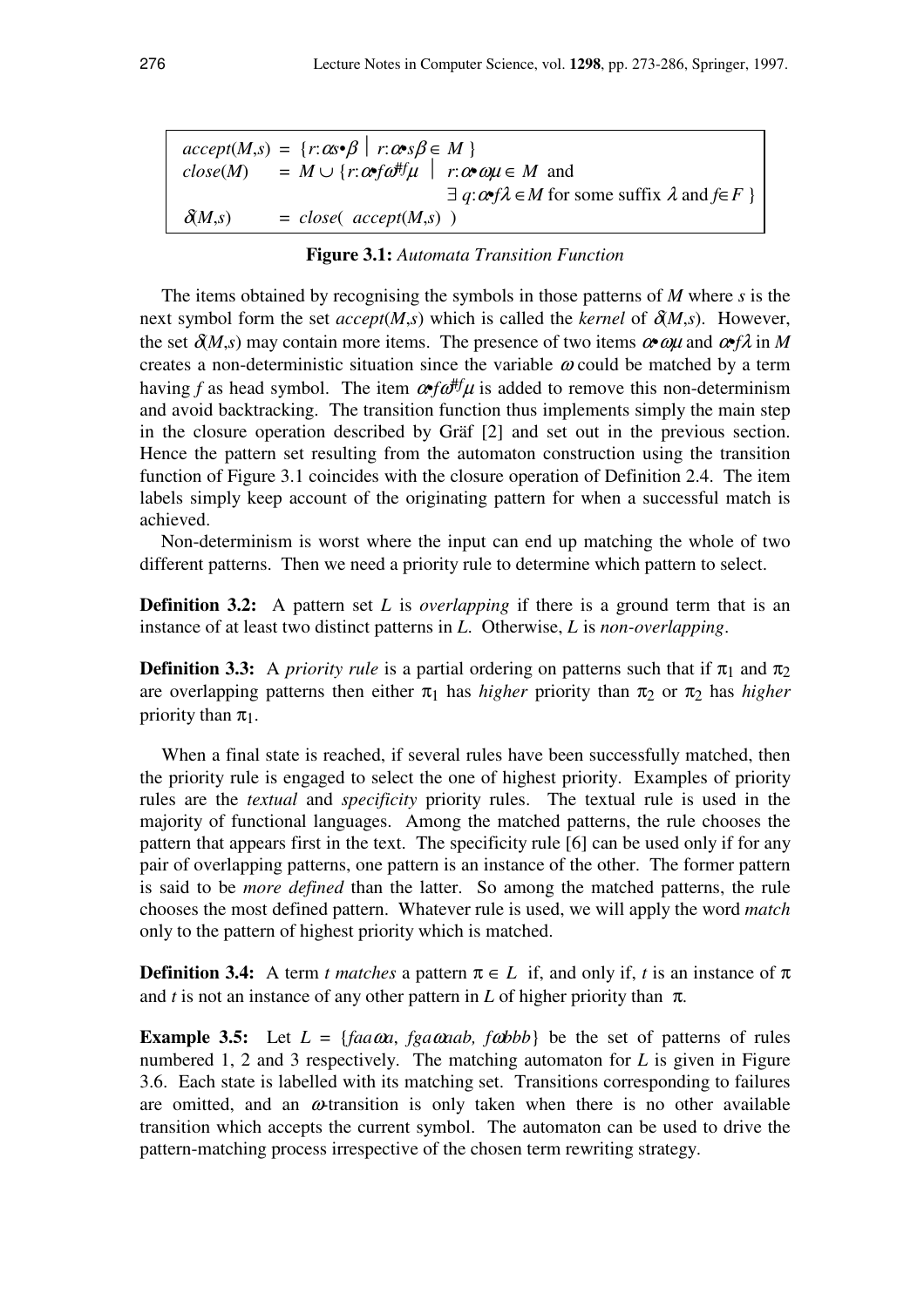$$
\begin{aligned}
accept(M,s) &= \{ r{:}\alpha s{\bullet}\beta \mid r{:}\alpha{\bullet}s\beta \in M \} \\
close(M) &= M \cup \{ r{:}\alpha{\bullet}f\omega^{\#f}\mu \mid r{:}\alpha{\bullet}\omega\mu \in M \text{ and } \\
&\qquad \exists\, q{:}\alpha{\bullet}f\lambda \in M \text{ for some suffix } \lambda \text{ and } f \in F \} \\
\delta(M,s) &= close(\ accept(M,s)\ )
\end{aligned}
$$

**Figure 3.1:** *Automata Transition Function*

The items obtained by recognising the symbols in those patterns of $M$ where $s$ is the next symbol form the set $accept(M,s)$ which is called the *kernel* of $\delta(M,s)$. However, the set $\delta(M,s)$ may contain more items. The presence of two items $\alpha{\bullet}\omega\mu$ and $\alpha{\bullet}f\lambda$ in $M$ creates a non-deterministic situation since the variable $\omega$ could be matched by a term having $f$ as head symbol. The item $\alpha{\bullet}f\omega^{\#f}\mu$ is added to remove this non-determinism and avoid backtracking. The transition function thus implements simply the main step in the closure operation described by Gräf [2] and set out in the previous section. Hence the pattern set resulting from the automaton construction using the transition function of Figure 3.1 coincides with the closure operation of Definition 2.4. The item labels simply keep account of the originating pattern for when a successful match is achieved.

Non-determinism is worst where the input can end up matching the whole of two different patterns. Then we need a priority rule to determine which pattern to select.

**Definition 3.2:** A pattern set $L$ is *overlapping* if there is a ground term that is an instance of at least two distinct patterns in $L$. Otherwise, $L$ is *non-overlapping*.

**Definition 3.3:** A *priority rule* is a partial ordering on patterns such that if $\pi_1$ and $\pi_2$ are overlapping patterns then either $\pi_1$ has *higher* priority than $\pi_2$ or $\pi_2$ has *higher* priority than $\pi_1$.

When a final state is reached, if several rules have been successfully matched, then the priority rule is engaged to select the one of highest priority. Examples of priority rules are the *textual* and *specificity* priority rules. The textual rule is used in the majority of functional languages. Among the matched patterns, the rule chooses the pattern that appears first in the text. The specificity rule [6] can be used only if for any pair of overlapping patterns, one pattern is an instance of the other. The former pattern is said to be *more defined* than the latter. So among the matched patterns, the rule chooses the most defined pattern. Whatever rule is used, we will apply the word *match* only to the pattern of highest priority which is matched.

**Definition 3.4:** A term $t$ *matches* a pattern $\pi \in L$ if, and only if, $t$ is an instance of $\pi$ and $t$ is not an instance of any other pattern in $L$ of higher priority than $\pi$.

**Example 3.5:** Let $L = \{faa\omega a,\ fga\omega aab,\ f\omega bbb\}$ be the set of patterns of rules numbered 1, 2 and 3 respectively. The matching automaton for $L$ is given in Figure 3.6. Each state is labelled with its matching set. Transitions corresponding to failures are omitted, and an $\omega$-transition is only taken when there is no other available transition which accepts the current symbol. The automaton can be used to drive the pattern-matching process irrespective of the chosen term rewriting strategy.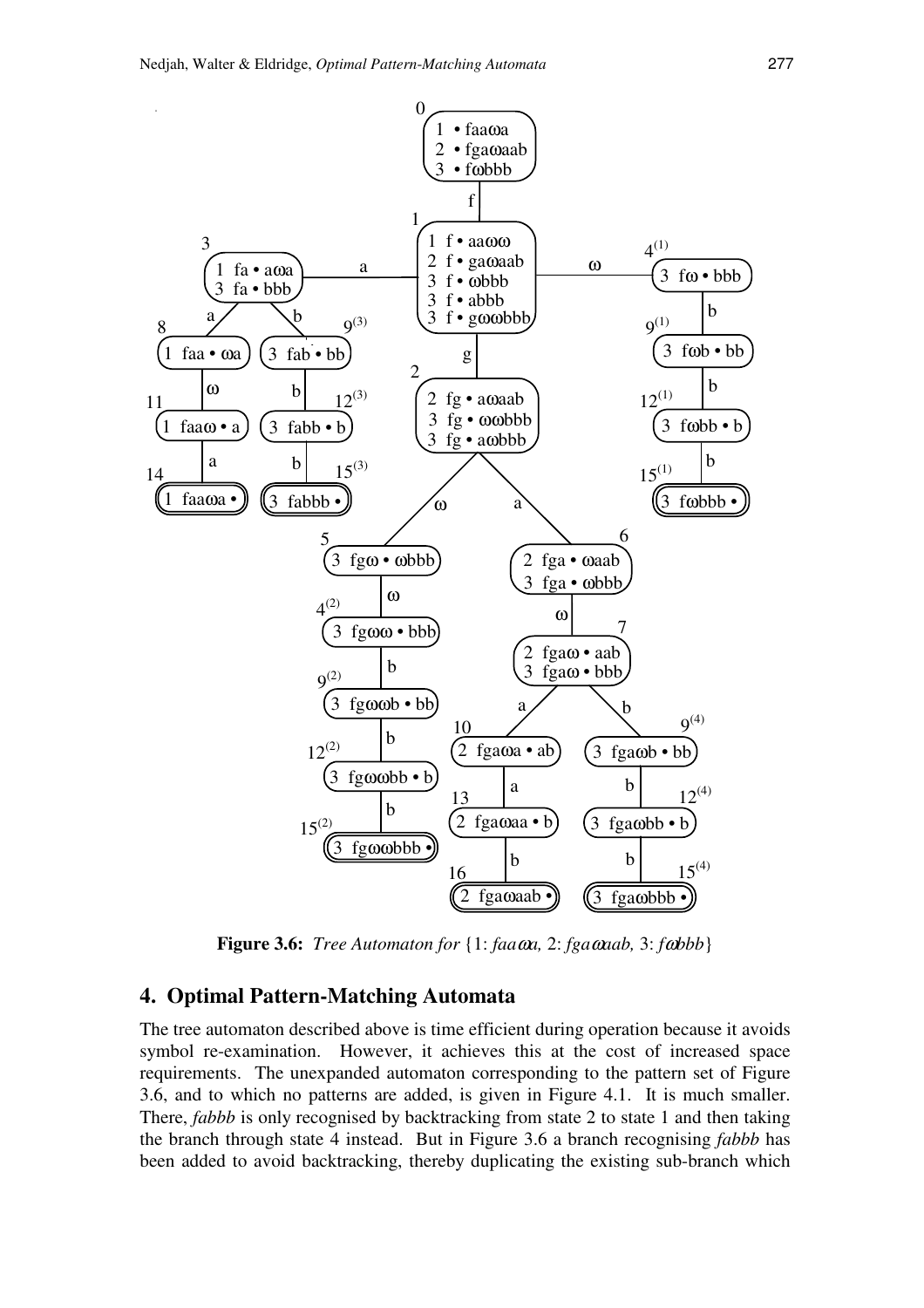**Figure 3.6:** *Tree Automaton for* {1: *faaωa,* 2: *fgaωaab,* 3: *fωbbb*}

## 4. Optimal Pattern-Matching Automata

The tree automaton described above is time efficient during operation because it avoids symbol re-examination. However, it achieves this at the cost of increased space requirements. The unexpanded automaton corresponding to the pattern set of Figure 3.6, and to which no patterns are added, is given in Figure 4.1. It is much smaller. There, *fabbb* is only recognised by backtracking from state 2 to state 1 and then taking the branch through state 4 instead. But in Figure 3.6 a branch recognising *fabbb* has been added to avoid backtracking, thereby duplicating the existing sub-branch which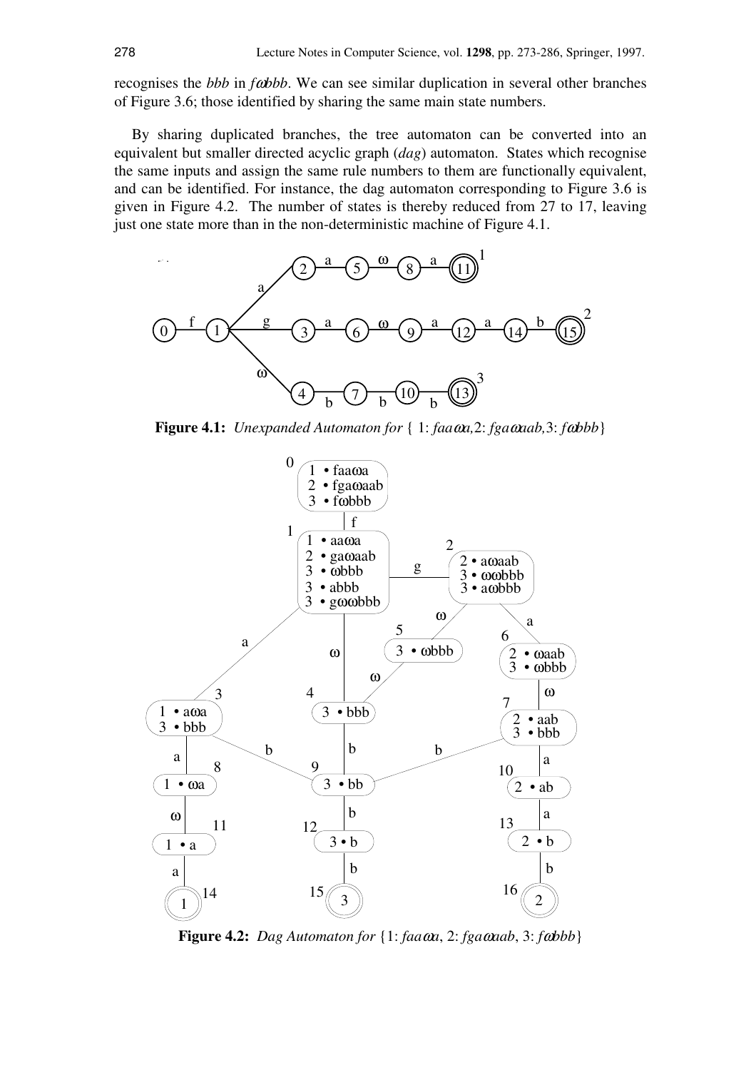recognises the *bbb* in *fωbbb*. We can see similar duplication in several other branches of Figure 3.6; those identified by sharing the same main state numbers.

By sharing duplicated branches, the tree automaton can be converted into an equivalent but smaller directed acyclic graph (*dag*) automaton. States which recognise the same inputs and assign the same rule numbers to them are functionally equivalent, and can be identified. For instance, the dag automaton corresponding to Figure 3.6 is given in Figure 4.2. The number of states is thereby reduced from 27 to 17, leaving just one state more than in the non-deterministic machine of Figure 4.1.

**Figure 4.1:** *Unexpanded Automaton for* { 1: *faaωa*,2: *fgaωaab*,3: *fωbbb*}

**Figure 4.2:** *Dag Automaton for* {1: *faaωa*, 2: *fgaωaab*, 3: *fωbbb*}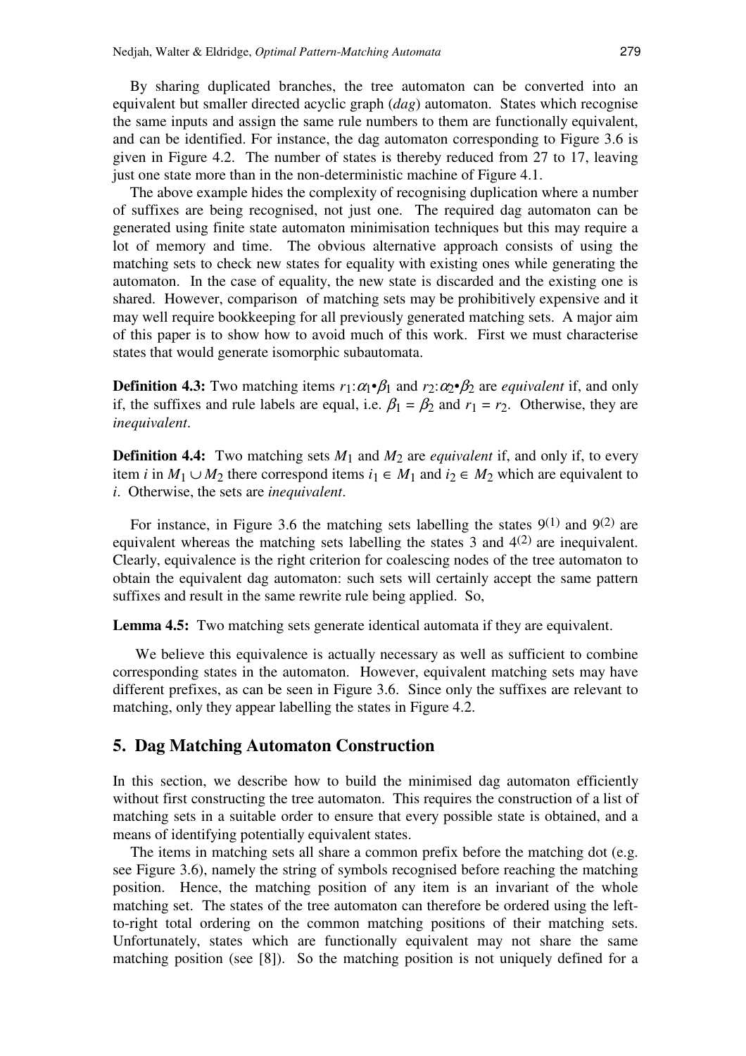By sharing duplicated branches, the tree automaton can be converted into an equivalent but smaller directed acyclic graph (*dag*) automaton. States which recognise the same inputs and assign the same rule numbers to them are functionally equivalent, and can be identified. For instance, the dag automaton corresponding to Figure 3.6 is given in Figure 4.2. The number of states is thereby reduced from 27 to 17, leaving just one state more than in the non-deterministic machine of Figure 4.1.

The above example hides the complexity of recognising duplication where a number of suffixes are being recognised, not just one. The required dag automaton can be generated using finite state automaton minimisation techniques but this may require a lot of memory and time. The obvious alternative approach consists of using the matching sets to check new states for equality with existing ones while generating the automaton. In the case of equality, the new state is discarded and the existing one is shared. However, comparison of matching sets may be prohibitively expensive and it may well require bookkeeping for all previously generated matching sets. A major aim of this paper is to show how to avoid much of this work. First we must characterise states that would generate isomorphic subautomata.

**Definition 4.3:** Two matching items $r_1{:}\alpha_1{\bullet}\beta_1$ and $r_2{:}\alpha_2{\bullet}\beta_2$ are *equivalent* if, and only if, the suffixes and rule labels are equal, i.e. $\beta_1 = \beta_2$ and $r_1 = r_2$. Otherwise, they are *inequivalent*.

**Definition 4.4:** Two matching sets $M_1$ and $M_2$ are *equivalent* if, and only if, to every item $i$ in $M_1 \cup M_2$ there correspond items $i_1 \in M_1$ and $i_2 \in M_2$ which are equivalent to $i$. Otherwise, the sets are *inequivalent*.

For instance, in Figure 3.6 the matching sets labelling the states $9^{(1)}$ and $9^{(2)}$ are equivalent whereas the matching sets labelling the states 3 and $4^{(2)}$ are inequivalent. Clearly, equivalence is the right criterion for coalescing nodes of the tree automaton to obtain the equivalent dag automaton: such sets will certainly accept the same pattern suffixes and result in the same rewrite rule being applied. So,

**Lemma 4.5:** Two matching sets generate identical automata if they are equivalent.

We believe this equivalence is actually necessary as well as sufficient to combine corresponding states in the automaton. However, equivalent matching sets may have different prefixes, as can be seen in Figure 3.6. Since only the suffixes are relevant to matching, only they appear labelling the states in Figure 4.2.

## 5. Dag Matching Automaton Construction

In this section, we describe how to build the minimised dag automaton efficiently without first constructing the tree automaton. This requires the construction of a list of matching sets in a suitable order to ensure that every possible state is obtained, and a means of identifying potentially equivalent states.

The items in matching sets all share a common prefix before the matching dot (e.g. see Figure 3.6), namely the string of symbols recognised before reaching the matching position. Hence, the matching position of any item is an invariant of the whole matching set. The states of the tree automaton can therefore be ordered using the left-to-right total ordering on the common matching positions of their matching sets. Unfortunately, states which are functionally equivalent may not share the same matching position (see [8]). So the matching position is not uniquely defined for a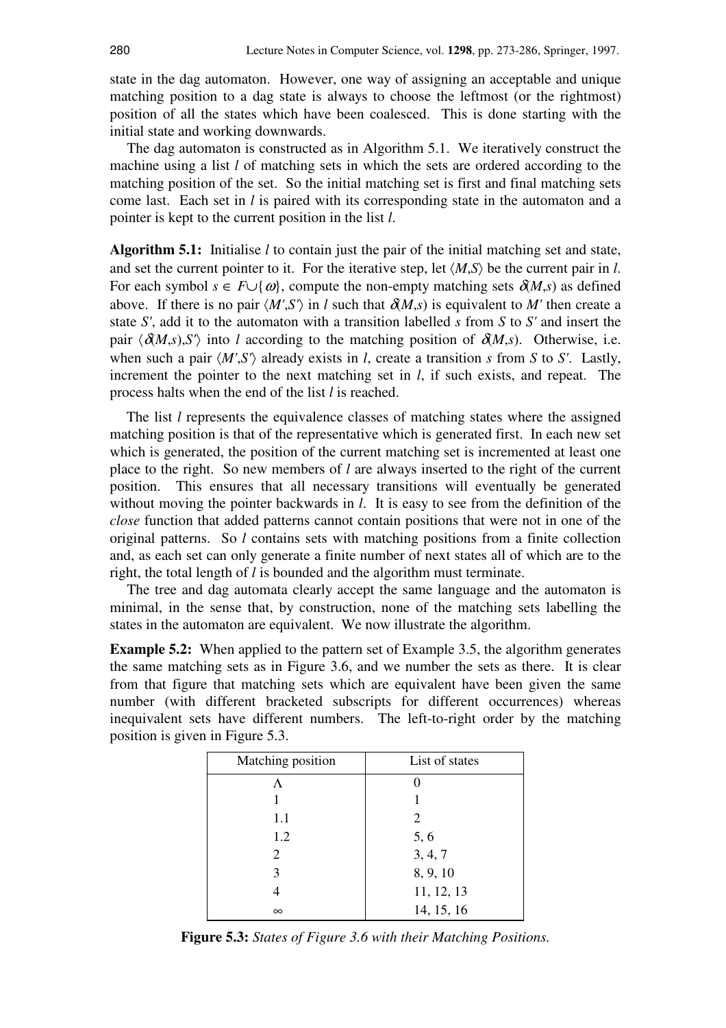state in the dag automaton. However, one way of assigning an acceptable and unique matching position to a dag state is always to choose the leftmost (or the rightmost) position of all the states which have been coalesced. This is done starting with the initial state and working downwards.

The dag automaton is constructed as in Algorithm 5.1. We iteratively construct the machine using a list $l$ of matching sets in which the sets are ordered according to the matching position of the set. So the initial matching set is first and final matching sets come last. Each set in $l$ is paired with its corresponding state in the automaton and a pointer is kept to the current position in the list $l$.

**Algorithm 5.1:** Initialise $l$ to contain just the pair of the initial matching set and state, and set the current pointer to it. For the iterative step, let $\langle M,S \rangle$ be the current pair in $l$. For each symbol $s \in F \cup \{\omega\}$, compute the non-empty matching sets $\delta(M,s)$ as defined above. If there is no pair $\langle M',S' \rangle$ in $l$ such that $\delta(M,s)$ is equivalent to $M'$ then create a state $S'$, add it to the automaton with a transition labelled $s$ from $S$ to $S'$ and insert the pair $\langle \delta(M,s),S' \rangle$ into $l$ according to the matching position of $\delta(M,s)$. Otherwise, i.e. when such a pair $\langle M',S' \rangle$ already exists in $l$, create a transition $s$ from $S$ to $S'$. Lastly, increment the pointer to the next matching set in $l$, if such exists, and repeat. The process halts when the end of the list $l$ is reached.

The list $l$ represents the equivalence classes of matching states where the assigned matching position is that of the representative which is generated first. In each new set which is generated, the position of the current matching set is incremented at least one place to the right. So new members of $l$ are always inserted to the right of the current position. This ensures that all necessary transitions will eventually be generated without moving the pointer backwards in $l$. It is easy to see from the definition of the *close* function that added patterns cannot contain positions that were not in one of the original patterns. So $l$ contains sets with matching positions from a finite collection and, as each set can only generate a finite number of next states all of which are to the right, the total length of $l$ is bounded and the algorithm must terminate.

The tree and dag automata clearly accept the same language and the automaton is minimal, in the sense that, by construction, none of the matching sets labelling the states in the automaton are equivalent. We now illustrate the algorithm.

**Example 5.2:** When applied to the pattern set of Example 3.5, the algorithm generates the same matching sets as in Figure 3.6, and we number the sets as there. It is clear from that figure that matching sets which are equivalent have been given the same number (with different bracketed subscripts for different occurrences) whereas inequivalent sets have different numbers. The left-to-right order by the matching position is given in Figure 5.3.

| Matching position | List of states |
|---|---|
| $\Lambda$ | 0 |
| 1 | 1 |
| 1.1 | 2 |
| 1.2 | 5, 6 |
| 2 | 3, 4, 7 |
| 3 | 8, 9, 10 |
| 4 | 11, 12, 13 |
| $\infty$ | 14, 15, 16 |

**Figure 5.3:** *States of Figure 3.6 with their Matching Positions.*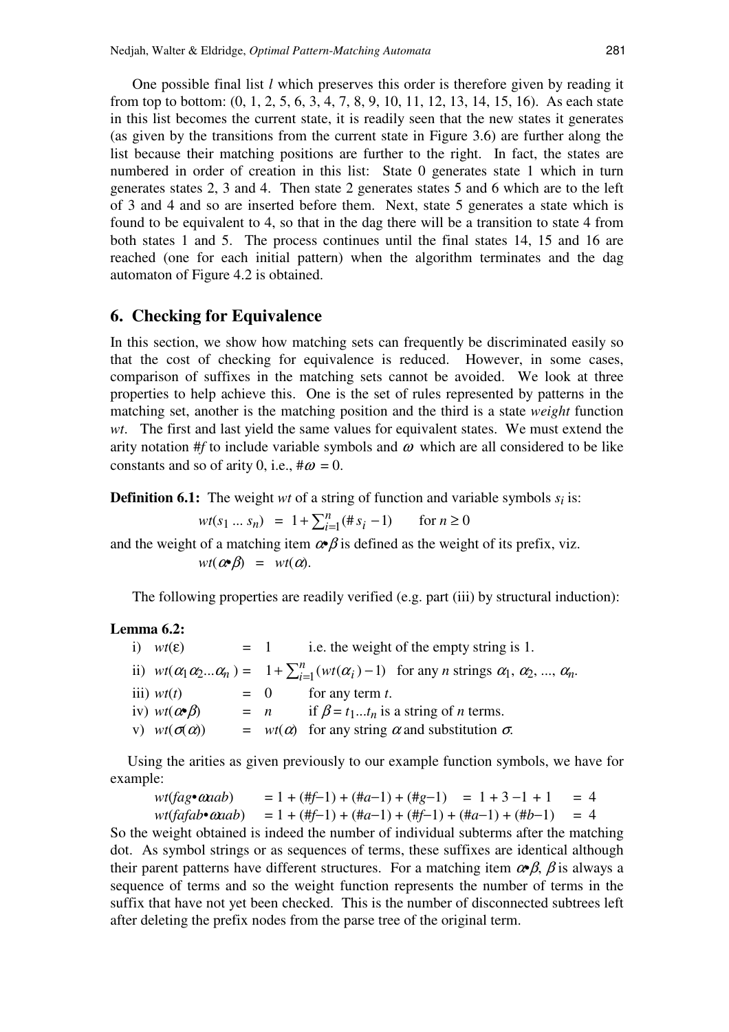One possible final list *l* which preserves this order is therefore given by reading it from top to bottom: (0, 1, 2, 5, 6, 3, 4, 7, 8, 9, 10, 11, 12, 13, 14, 15, 16). As each state in this list becomes the current state, it is readily seen that the new states it generates (as given by the transitions from the current state in Figure 3.6) are further along the list because their matching positions are further to the right. In fact, the states are numbered in order of creation in this list: State 0 generates state 1 which in turn generates states 2, 3 and 4. Then state 2 generates states 5 and 6 which are to the left of 3 and 4 and so are inserted before them. Next, state 5 generates a state which is found to be equivalent to 4, so that in the dag there will be a transition to state 4 from both states 1 and 5. The process continues until the final states 14, 15 and 16 are reached (one for each initial pattern) when the algorithm terminates and the dag automaton of Figure 4.2 is obtained.

## 6. Checking for Equivalence

In this section, we show how matching sets can frequently be discriminated easily so that the cost of checking for equivalence is reduced. However, in some cases, comparison of suffixes in the matching sets cannot be avoided. We look at three properties to help achieve this. One is the set of rules represented by patterns in the matching set, another is the matching position and the third is a state *weight* function *wt*. The first and last yield the same values for equivalent states. We must extend the arity notation #*f* to include variable symbols and $\omega$ which are all considered to be like constants and so of arity 0, i.e., $\#\omega = 0$.

**Definition 6.1:** The weight *wt* of a string of function and variable symbols $s_i$ is:

$$wt(s_1 \ldots s_n) \;=\; 1 + \sum_{i=1}^{n} (\# s_i - 1) \qquad \text{for } n \geq 0$$

and the weight of a matching item $\alpha \bullet \beta$ is defined as the weight of its prefix, viz.

$$wt(\alpha \bullet \beta) \;=\; wt(\alpha).$$

The following properties are readily verified (e.g. part (iii) by structural induction):

**Lemma 6.2:**

i) $wt(\varepsilon) \;=\; 1$ i.e. the weight of the empty string is 1.

ii) $wt(\alpha_1 \alpha_2 \ldots \alpha_n) \;=\; 1 + \sum_{i=1}^{n} (wt(\alpha_i) - 1)$ for any *n* strings $\alpha_1, \alpha_2, \ldots, \alpha_n$.

iii) $wt(t) \;=\; 0$ for any term *t*.

iv) $wt(\alpha \bullet \beta) \;=\; n$ if $\beta = t_1 \ldots t_n$ is a string of *n* terms.

v) $wt(\sigma(\alpha)) \;=\; wt(\alpha)$ for any string $\alpha$ and substitution $\sigma$.

Using the arities as given previously to our example function symbols, we have for example:

$$wt(fag \bullet \omega aab) \;=\; 1 + (\#f-1) + (\#a-1) + (\#g-1) \;=\; 1 + 3 - 1 + 1 \;=\; 4$$

$$wt(fafab \bullet \omega aab) \;=\; 1 + (\#f-1) + (\#a-1) + (\#f-1) + (\#a-1) + (\#b-1) \;=\; 4$$

So the weight obtained is indeed the number of individual subterms after the matching dot. As symbol strings or as sequences of terms, these suffixes are identical although their parent patterns have different structures. For a matching item $\alpha \bullet \beta$, $\beta$ is always a sequence of terms and so the weight function represents the number of terms in the suffix that have not yet been checked. This is the number of disconnected subtrees left after deleting the prefix nodes from the parse tree of the original term.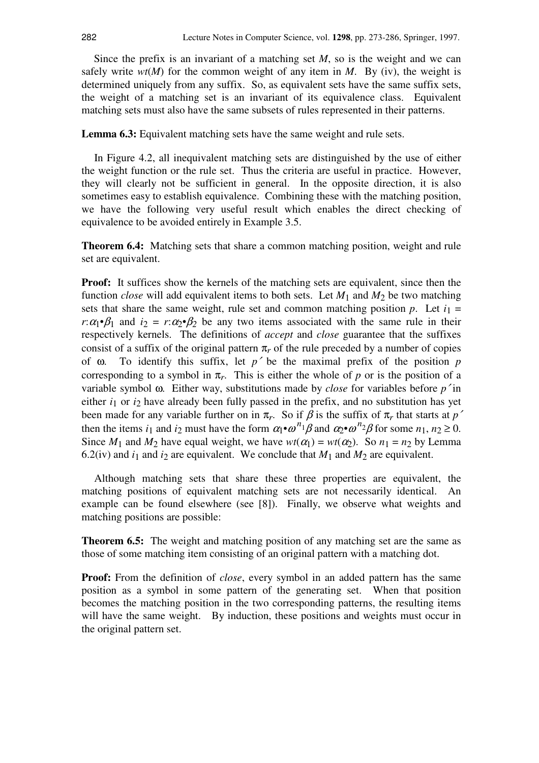Since the prefix is an invariant of a matching set $M$, so is the weight and we can safely write $wt(M)$ for the common weight of any item in $M$. By (iv), the weight is determined uniquely from any suffix. So, as equivalent sets have the same suffix sets, the weight of a matching set is an invariant of its equivalence class. Equivalent matching sets must also have the same subsets of rules represented in their patterns.

**Lemma 6.3:** Equivalent matching sets have the same weight and rule sets.

In Figure 4.2, all inequivalent matching sets are distinguished by the use of either the weight function or the rule set. Thus the criteria are useful in practice. However, they will clearly not be sufficient in general. In the opposite direction, it is also sometimes easy to establish equivalence. Combining these with the matching position, we have the following very useful result which enables the direct checking of equivalence to be avoided entirely in Example 3.5.

**Theorem 6.4:** Matching sets that share a common matching position, weight and rule set are equivalent.

**Proof:** It suffices show the kernels of the matching sets are equivalent, since then the function *close* will add equivalent items to both sets. Let $M_1$ and $M_2$ be two matching sets that share the same weight, rule set and common matching position $p$. Let $i_1 = r{:}\alpha_1{\bullet}\beta_1$ and $i_2 = r{:}\alpha_2{\bullet}\beta_2$ be any two items associated with the same rule in their respectively kernels. The definitions of *accept* and *close* guarantee that the suffixes consist of a suffix of the original pattern $\pi_r$ of the rule preceded by a number of copies of $\omega$. To identify this suffix, let $p'$ be the maximal prefix of the position $p$ corresponding to a symbol in $\pi_r$. This is either the whole of $p$ or is the position of a variable symbol $\omega$. Either way, substitutions made by *close* for variables before $p'$ in either $i_1$ or $i_2$ have already been fully passed in the prefix, and no substitution has yet been made for any variable further on in $\pi_r$. So if $\beta$ is the suffix of $\pi_r$ that starts at $p'$ then the items $i_1$ and $i_2$ must have the form $\alpha_1{\bullet}\omega^{n_1}\beta$ and $\alpha_2{\bullet}\omega^{n_2}\beta$ for some $n_1, n_2 \geq 0$. Since $M_1$ and $M_2$ have equal weight, we have $wt(\alpha_1) = wt(\alpha_2)$. So $n_1 = n_2$ by Lemma 6.2(iv) and $i_1$ and $i_2$ are equivalent. We conclude that $M_1$ and $M_2$ are equivalent.

Although matching sets that share these three properties are equivalent, the matching positions of equivalent matching sets are not necessarily identical. An example can be found elsewhere (see [8]). Finally, we observe what weights and matching positions are possible:

**Theorem 6.5:** The weight and matching position of any matching set are the same as those of some matching item consisting of an original pattern with a matching dot.

**Proof:** From the definition of *close*, every symbol in an added pattern has the same position as a symbol in some pattern of the generating set. When that position becomes the matching position in the two corresponding patterns, the resulting items will have the same weight. By induction, these positions and weights must occur in the original pattern set.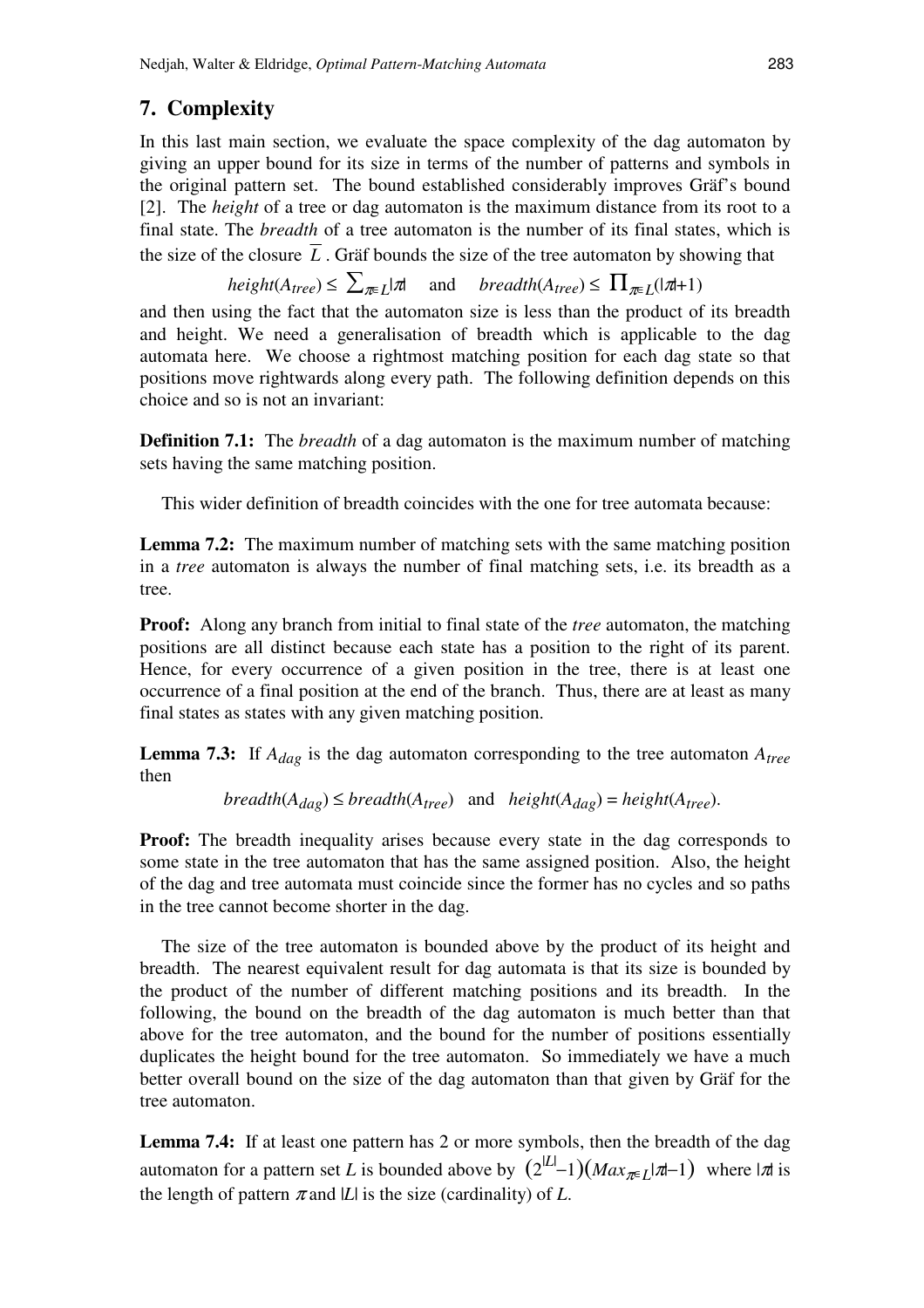## 7. Complexity

In this last main section, we evaluate the space complexity of the dag automaton by giving an upper bound for its size in terms of the number of patterns and symbols in the original pattern set. The bound established considerably improves Gräf's bound [2]. The *height* of a tree or dag automaton is the maximum distance from its root to a final state. The *breadth* of a tree automaton is the number of its final states, which is the size of the closure $\overline{L}$. Gräf bounds the size of the tree automaton by showing that

$$height(A_{tree}) \leq \sum_{\pi \in L} |\pi| \quad \text{and} \quad breadth(A_{tree}) \leq \prod_{\pi \in L} (|\pi|+1)$$

and then using the fact that the automaton size is less than the product of its breadth and height. We need a generalisation of breadth which is applicable to the dag automata here. We choose a rightmost matching position for each dag state so that positions move rightwards along every path. The following definition depends on this choice and so is not an invariant:

**Definition 7.1:** The *breadth* of a dag automaton is the maximum number of matching sets having the same matching position.

This wider definition of breadth coincides with the one for tree automata because:

**Lemma 7.2:** The maximum number of matching sets with the same matching position in a *tree* automaton is always the number of final matching sets, i.e. its breadth as a tree.

**Proof:** Along any branch from initial to final state of the *tree* automaton, the matching positions are all distinct because each state has a position to the right of its parent. Hence, for every occurrence of a given position in the tree, there is at least one occurrence of a final position at the end of the branch. Thus, there are at least as many final states as states with any given matching position.

**Lemma 7.3:** If $A_{dag}$ is the dag automaton corresponding to the tree automaton $A_{tree}$ then

$$breadth(A_{dag}) \leq breadth(A_{tree}) \quad \text{and} \quad height(A_{dag}) = height(A_{tree}).$$

**Proof:** The breadth inequality arises because every state in the dag corresponds to some state in the tree automaton that has the same assigned position. Also, the height of the dag and tree automata must coincide since the former has no cycles and so paths in the tree cannot become shorter in the dag.

The size of the tree automaton is bounded above by the product of its height and breadth. The nearest equivalent result for dag automata is that its size is bounded by the product of the number of different matching positions and its breadth. In the following, the bound on the breadth of the dag automaton is much better than that above for the tree automaton, and the bound for the number of positions essentially duplicates the height bound for the tree automaton. So immediately we have a much better overall bound on the size of the dag automaton than that given by Gräf for the tree automaton.

**Lemma 7.4:** If at least one pattern has 2 or more symbols, then the breadth of the dag automaton for a pattern set $L$ is bounded above by $(2^{|L|}-1)(Max_{\pi \in L}|\pi|-1)$ where $|\pi|$ is the length of pattern $\pi$ and $|L|$ is the size (cardinality) of $L$.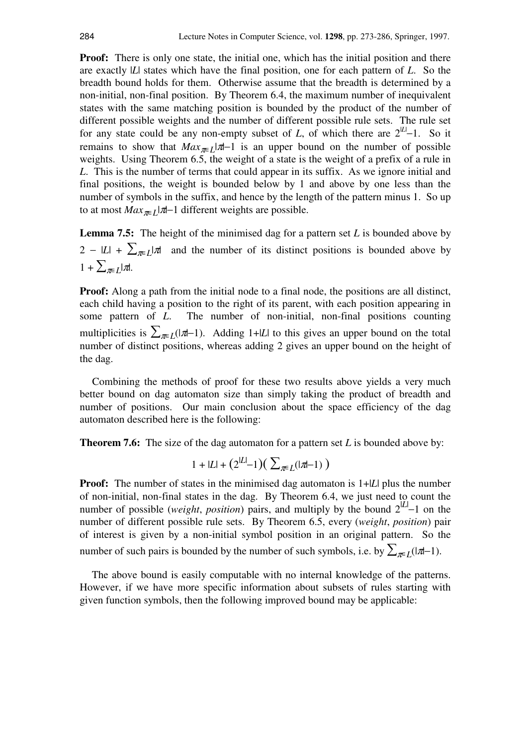**Proof:** There is only one state, the initial one, which has the initial position and there are exactly $|L|$ states which have the final position, one for each pattern of $L$. So the breadth bound holds for them. Otherwise assume that the breadth is determined by a non-initial, non-final position. By Theorem 6.4, the maximum number of inequivalent states with the same matching position is bounded by the product of the number of different possible weights and the number of different possible rule sets. The rule set for any state could be any non-empty subset of $L$, of which there are $2^{|L|}-1$. So it remains to show that $Max_{\pi\in L}|\pi|-1$ is an upper bound on the number of possible weights. Using Theorem 6.5, the weight of a state is the weight of a prefix of a rule in $L$. This is the number of terms that could appear in its suffix. As we ignore initial and final positions, the weight is bounded below by 1 and above by one less than the number of symbols in the suffix, and hence by the length of the pattern minus 1. So up to at most $Max_{\pi\in L}|\pi|-1$ different weights are possible.

**Lemma 7.5:** The height of the minimised dag for a pattern set $L$ is bounded above by $2 - |L| + \sum_{\pi\in L}|\pi|$ and the number of its distinct positions is bounded above by $1 + \sum_{\pi\in L}|\pi|$.

**Proof:** Along a path from the initial node to a final node, the positions are all distinct, each child having a position to the right of its parent, with each position appearing in some pattern of $L$. The number of non-initial, non-final positions counting multiplicities is $\sum_{\pi\in L}(|\pi|-1)$. Adding $1+|L|$ to this gives an upper bound on the total number of distinct positions, whereas adding 2 gives an upper bound on the height of the dag.

Combining the methods of proof for these two results above yields a very much better bound on dag automaton size than simply taking the product of breadth and number of positions. Our main conclusion about the space efficiency of the dag automaton described here is the following:

**Theorem 7.6:** The size of the dag automaton for a pattern set $L$ is bounded above by:

$$1 + |L| + (2^{|L|}-1)\left( \sum_{\pi\in L}(|\pi|-1) \right)$$

**Proof:** The number of states in the minimised dag automaton is $1+|L|$ plus the number of non-initial, non-final states in the dag. By Theorem 6.4, we just need to count the number of possible (*weight*, *position*) pairs, and multiply by the bound $2^{|L|}-1$ on the number of different possible rule sets. By Theorem 6.5, every (*weight*, *position*) pair of interest is given by a non-initial symbol position in an original pattern. So the number of such pairs is bounded by the number of such symbols, i.e. by $\sum_{\pi\in L}(|\pi|-1)$.

The above bound is easily computable with no internal knowledge of the patterns. However, if we have more specific information about subsets of rules starting with given function symbols, then the following improved bound may be applicable: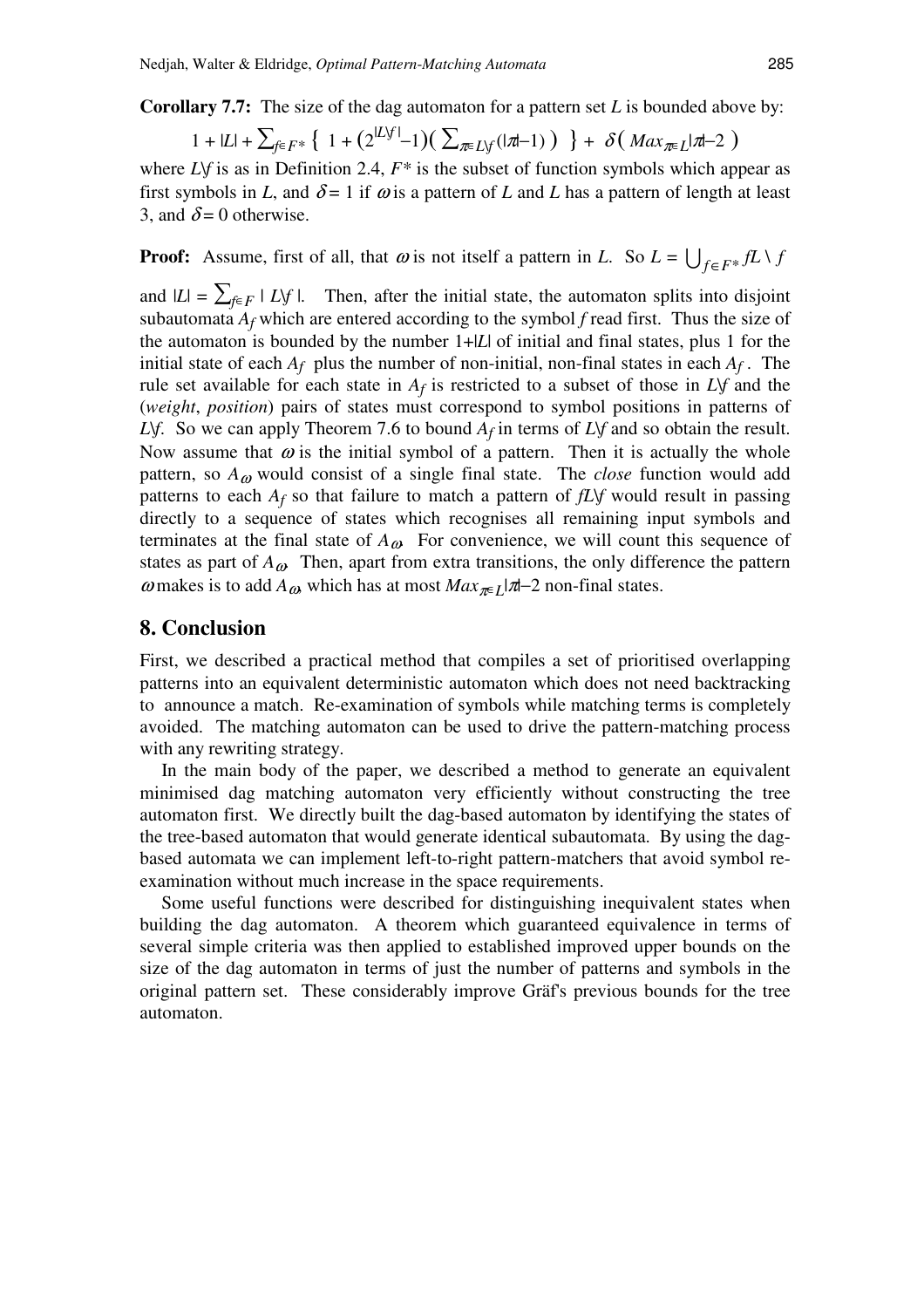**Corollary 7.7:** The size of the dag automaton for a pattern set $L$ is bounded above by:

$$1 + |L| + \sum_{f\in F^*} \{ \ 1 + (2^{|L\backslash f|}-1)( \ \sum_{\pi\in L\backslash f}(|\pi|-1) \ ) \ \} + \ \delta( \ Max_{\pi\in L}|\pi|-2 \ )$$

where $L\backslash f$ is as in Definition 2.4, $F^*$ is the subset of function symbols which appear as first symbols in $L$, and $\delta = 1$ if $\omega$ is a pattern of $L$ and $L$ has a pattern of length at least 3, and $\delta = 0$ otherwise.

**Proof:** Assume, first of all, that $\omega$ is not itself a pattern in $L$. So $L = \bigcup_{f\in F^*} fL\setminus f$ and $|L| = \sum_{f\in F} | \ L\backslash f \ |$. Then, after the initial state, the automaton splits into disjoint subautomata $A_f$ which are entered according to the symbol $f$ read first. Thus the size of the automaton is bounded by the number $1+|L|$ of initial and final states, plus 1 for the initial state of each $A_f$ plus the number of non-initial, non-final states in each $A_f$. The rule set available for each state in $A_f$ is restricted to a subset of those in $L\backslash f$ and the (*weight*, *position*) pairs of states must correspond to symbol positions in patterns of $L\backslash f$. So we can apply Theorem 7.6 to bound $A_f$ in terms of $L\backslash f$ and so obtain the result. Now assume that $\omega$ is the initial symbol of a pattern. Then it is actually the whole pattern, so $A_\omega$ would consist of a single final state. The *close* function would add patterns to each $A_f$ so that failure to match a pattern of $fL\backslash f$ would result in passing directly to a sequence of states which recognises all remaining input symbols and terminates at the final state of $A_\omega$. For convenience, we will count this sequence of states as part of $A_\omega$. Then, apart from extra transitions, the only difference the pattern $\omega$ makes is to add $A_\omega$, which has at most $Max_{\pi\in L}|\pi|-2$ non-final states.

## 8. Conclusion

First, we described a practical method that compiles a set of prioritised overlapping patterns into an equivalent deterministic automaton which does not need backtracking to announce a match. Re-examination of symbols while matching terms is completely avoided. The matching automaton can be used to drive the pattern-matching process with any rewriting strategy.

In the main body of the paper, we described a method to generate an equivalent minimised dag matching automaton very efficiently without constructing the tree automaton first. We directly built the dag-based automaton by identifying the states of the tree-based automaton that would generate identical subautomata. By using the dag-based automata we can implement left-to-right pattern-matchers that avoid symbol re-examination without much increase in the space requirements.

Some useful functions were described for distinguishing inequivalent states when building the dag automaton. A theorem which guaranteed equivalence in terms of several simple criteria was then applied to established improved upper bounds on the size of the dag automaton in terms of just the number of patterns and symbols in the original pattern set. These considerably improve Gräf's previous bounds for the tree automaton.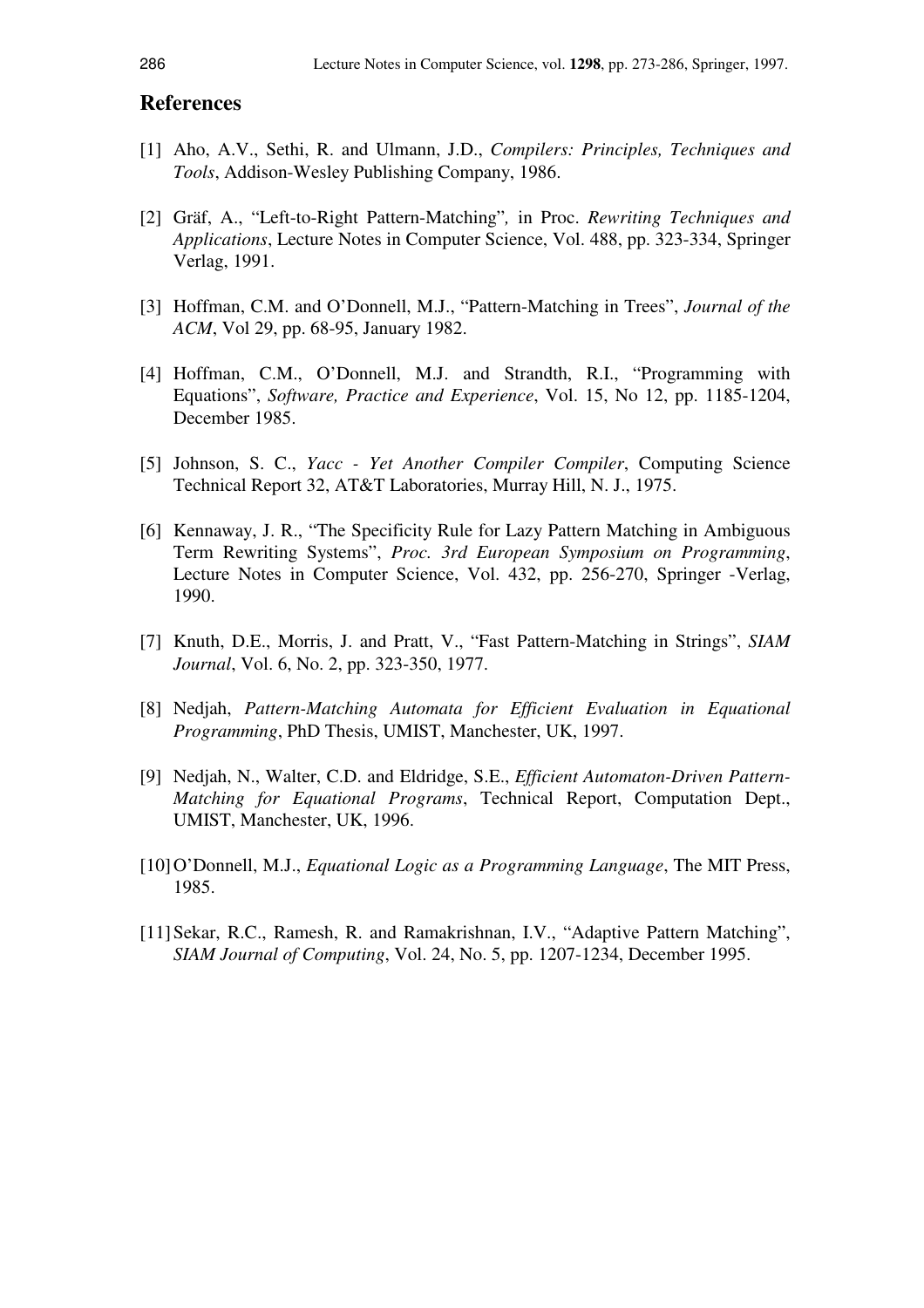## References

[1] Aho, A.V., Sethi, R. and Ulmann, J.D., *Compilers: Principles, Techniques and Tools*, Addison-Wesley Publishing Company, 1986.

[2] Gräf, A., "Left-to-Right Pattern-Matching", in Proc. *Rewriting Techniques and Applications*, Lecture Notes in Computer Science, Vol. 488, pp. 323-334, Springer Verlag, 1991.

[3] Hoffman, C.M. and O'Donnell, M.J., "Pattern-Matching in Trees", *Journal of the ACM*, Vol 29, pp. 68-95, January 1982.

[4] Hoffman, C.M., O'Donnell, M.J. and Strandth, R.I., "Programming with Equations", *Software, Practice and Experience*, Vol. 15, No 12, pp. 1185-1204, December 1985.

[5] Johnson, S. C., *Yacc - Yet Another Compiler Compiler*, Computing Science Technical Report 32, AT&T Laboratories, Murray Hill, N. J., 1975.

[6] Kennaway, J. R., "The Specificity Rule for Lazy Pattern Matching in Ambiguous Term Rewriting Systems", *Proc. 3rd European Symposium on Programming*, Lecture Notes in Computer Science, Vol. 432, pp. 256-270, Springer -Verlag, 1990.

[7] Knuth, D.E., Morris, J. and Pratt, V., "Fast Pattern-Matching in Strings", *SIAM Journal*, Vol. 6, No. 2, pp. 323-350, 1977.

[8] Nedjah, *Pattern-Matching Automata for Efficient Evaluation in Equational Programming*, PhD Thesis, UMIST, Manchester, UK, 1997.

[9] Nedjah, N., Walter, C.D. and Eldridge, S.E., *Efficient Automaton-Driven Pattern-Matching for Equational Programs*, Technical Report, Computation Dept., UMIST, Manchester, UK, 1996.

[10] O'Donnell, M.J., *Equational Logic as a Programming Language*, The MIT Press, 1985.

[11] Sekar, R.C., Ramesh, R. and Ramakrishnan, I.V., "Adaptive Pattern Matching", *SIAM Journal of Computing*, Vol. 24, No. 5, pp. 1207-1234, December 1995.